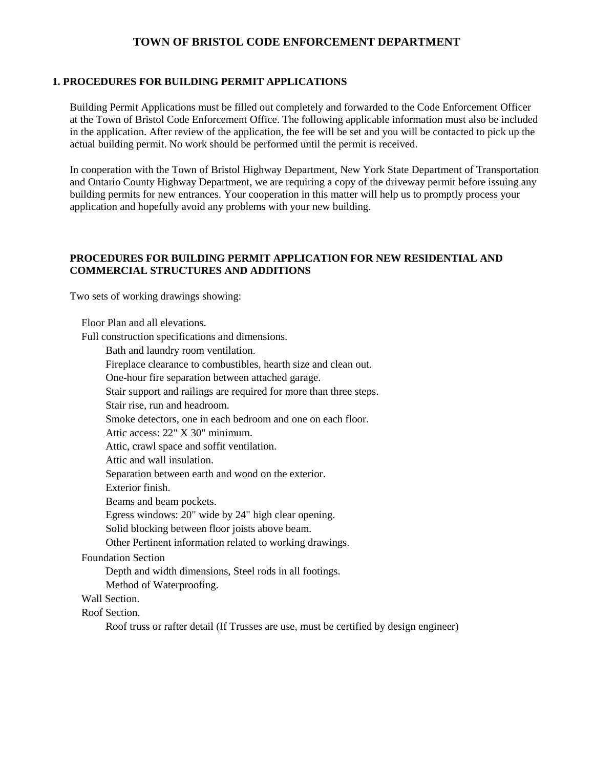# TOWN OF BRISTOL CODE ENFORCEMENT DEPARTMENT

## 1. PROCEDURES FOR BUILDING PERMIT APPLICATIONS

Building Permit Applications must be filled out completely and forwarded to the Code Enforcement Officer at the Town of Bristol Code Enforcement Office. The following applicable information must also be included in the application. After review of the application, the fee will be set and you will be contacted to pick up the actual building permit. No work should be performed until the permit is received.

In cooperation with the Town of Bristol Highway Department, New York State Department of Transportation and Ontario County Highway Department, we are requiring a copy of the driveway permit before issuing any building permits for new entrances. Your cooperation in this matter will help us to promptly process your application and hopefully avoid any problems with your new building.

### PROCEDURES FOR BUILDING PERMIT APPLICATION FOR NEW RESIDENTIAL AND COMMERCIAL STRUCTURES AND ADDITIONS

Two sets of working drawings showing:

- Floor Plan and all elevations.
- Full construction specifications and dimensions.
  - Bath and laundry room ventilation.
  - Fireplace clearance to combustibles, hearth size and clean out.
  - One-hour fire separation between attached garage.
  - Stair support and railings are required for more than three steps.
  - Stair rise, run and headroom.
  - Smoke detectors, one in each bedroom and one on each floor.
  - Attic access: 22" X 30" minimum.
  - Attic, crawl space and soffit ventilation.
  - Attic and wall insulation.
  - Separation between earth and wood on the exterior.
  - Exterior finish.
  - Beams and beam pockets.
  - Egress windows: 20" wide by 24" high clear opening.
  - Solid blocking between floor joists above beam.
  - Other Pertinent information related to working drawings.
- Foundation Section
  - Depth and width dimensions, Steel rods in all footings.
  - Method of Waterproofing.
- Wall Section.
- Roof Section.
  - Roof truss or rafter detail (If Trusses are use, must be certified by design engineer)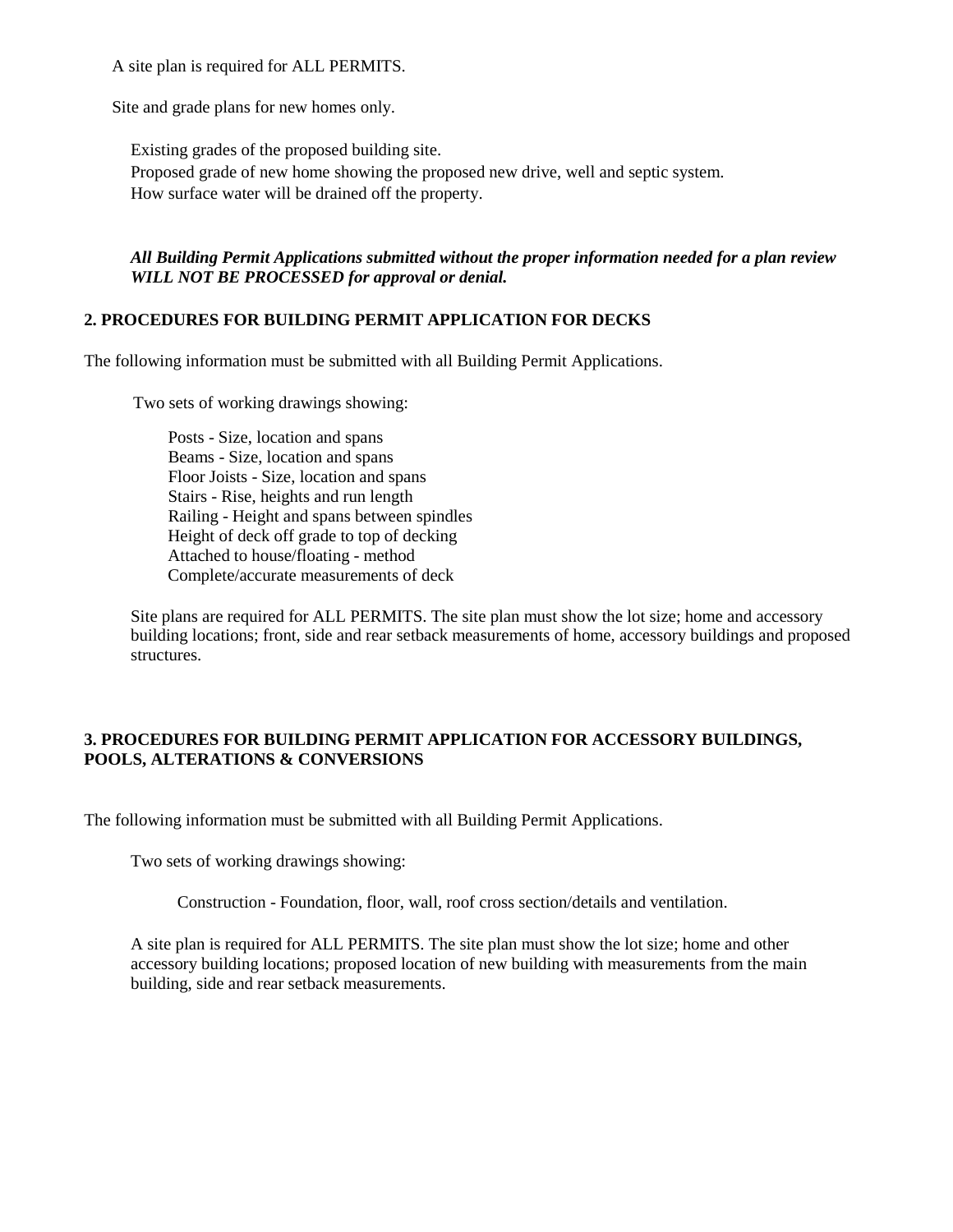A site plan is required for ALL PERMITS.

Site and grade plans for new homes only.

Existing grades of the proposed building site.
Proposed grade of new home showing the proposed new drive, well and septic system.
How surface water will be drained off the property.

***All Building Permit Applications submitted without the proper information needed for a plan review WILL NOT BE PROCESSED for approval or denial.***

## 2. PROCEDURES FOR BUILDING PERMIT APPLICATION FOR DECKS

The following information must be submitted with all Building Permit Applications.

Two sets of working drawings showing:

Posts - Size, location and spans
Beams - Size, location and spans
Floor Joists - Size, location and spans
Stairs - Rise, heights and run length
Railing - Height and spans between spindles
Height of deck off grade to top of decking
Attached to house/floating - method
Complete/accurate measurements of deck

Site plans are required for ALL PERMITS. The site plan must show the lot size; home and accessory building locations; front, side and rear setback measurements of home, accessory buildings and proposed structures.

## 3. PROCEDURES FOR BUILDING PERMIT APPLICATION FOR ACCESSORY BUILDINGS, POOLS, ALTERATIONS & CONVERSIONS

The following information must be submitted with all Building Permit Applications.

Two sets of working drawings showing:

Construction - Foundation, floor, wall, roof cross section/details and ventilation.

A site plan is required for ALL PERMITS. The site plan must show the lot size; home and other accessory building locations; proposed location of new building with measurements from the main building, side and rear setback measurements.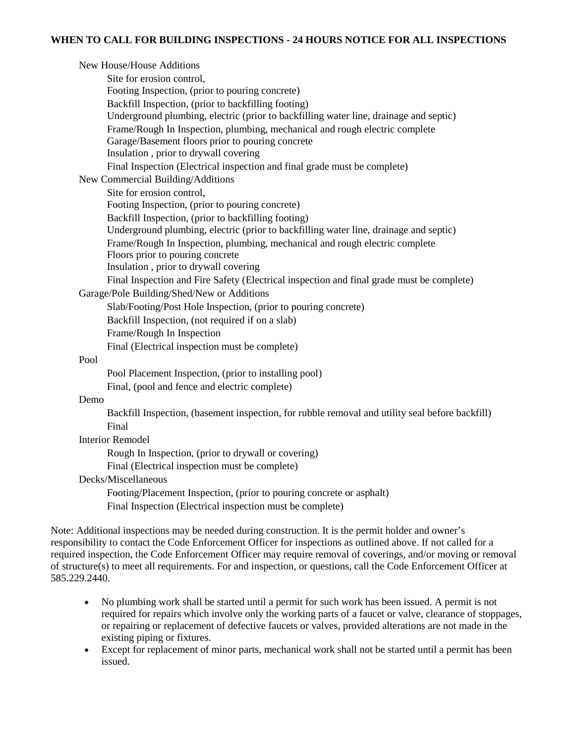**WHEN TO CALL FOR BUILDING INSPECTIONS - 24 HOURS NOTICE FOR ALL INSPECTIONS**

- New House/House Additions
  - Site for erosion control,
  - Footing Inspection, (prior to pouring concrete)
  - Backfill Inspection, (prior to backfilling footing)
  - Underground plumbing, electric (prior to backfilling water line, drainage and septic)
  - Frame/Rough In Inspection, plumbing, mechanical and rough electric complete
  - Garage/Basement floors prior to pouring concrete
  - Insulation , prior to drywall covering
  - Final Inspection (Electrical inspection and final grade must be complete)
- New Commercial Building/Additions
  - Site for erosion control,
  - Footing Inspection, (prior to pouring concrete)
  - Backfill Inspection, (prior to backfilling footing)
  - Underground plumbing, electric (prior to backfilling water line, drainage and septic)
  - Frame/Rough In Inspection, plumbing, mechanical and rough electric complete
  - Floors prior to pouring concrete
  - Insulation , prior to drywall covering
  - Final Inspection and Fire Safety (Electrical inspection and final grade must be complete)
- Garage/Pole Building/Shed/New or Additions
  - Slab/Footing/Post Hole Inspection, (prior to pouring concrete)
  - Backfill Inspection, (not required if on a slab)
  - Frame/Rough In Inspection
  - Final (Electrical inspection must be complete)
- Pool
  - Pool Placement Inspection, (prior to installing pool)
  - Final, (pool and fence and electric complete)
- Demo
  - Backfill Inspection, (basement inspection, for rubble removal and utility seal before backfill)
  - Final
- Interior Remodel
  - Rough In Inspection, (prior to drywall or covering)
  - Final (Electrical inspection must be complete)
- Decks/Miscellaneous
  - Footing/Placement Inspection, (prior to pouring concrete or asphalt)
  - Final Inspection (Electrical inspection must be complete)

Note: Additional inspections may be needed during construction. It is the permit holder and owner's responsibility to contact the Code Enforcement Officer for inspections as outlined above. If not called for a required inspection, the Code Enforcement Officer may require removal of coverings, and/or moving or removal of structure(s) to meet all requirements. For and inspection, or questions, call the Code Enforcement Officer at 585.229.2440.

- No plumbing work shall be started until a permit for such work has been issued. A permit is not required for repairs which involve only the working parts of a faucet or valve, clearance of stoppages, or repairing or replacement of defective faucets or valves, provided alterations are not made in the existing piping or fixtures.
- Except for replacement of minor parts, mechanical work shall not be started until a permit has been issued.